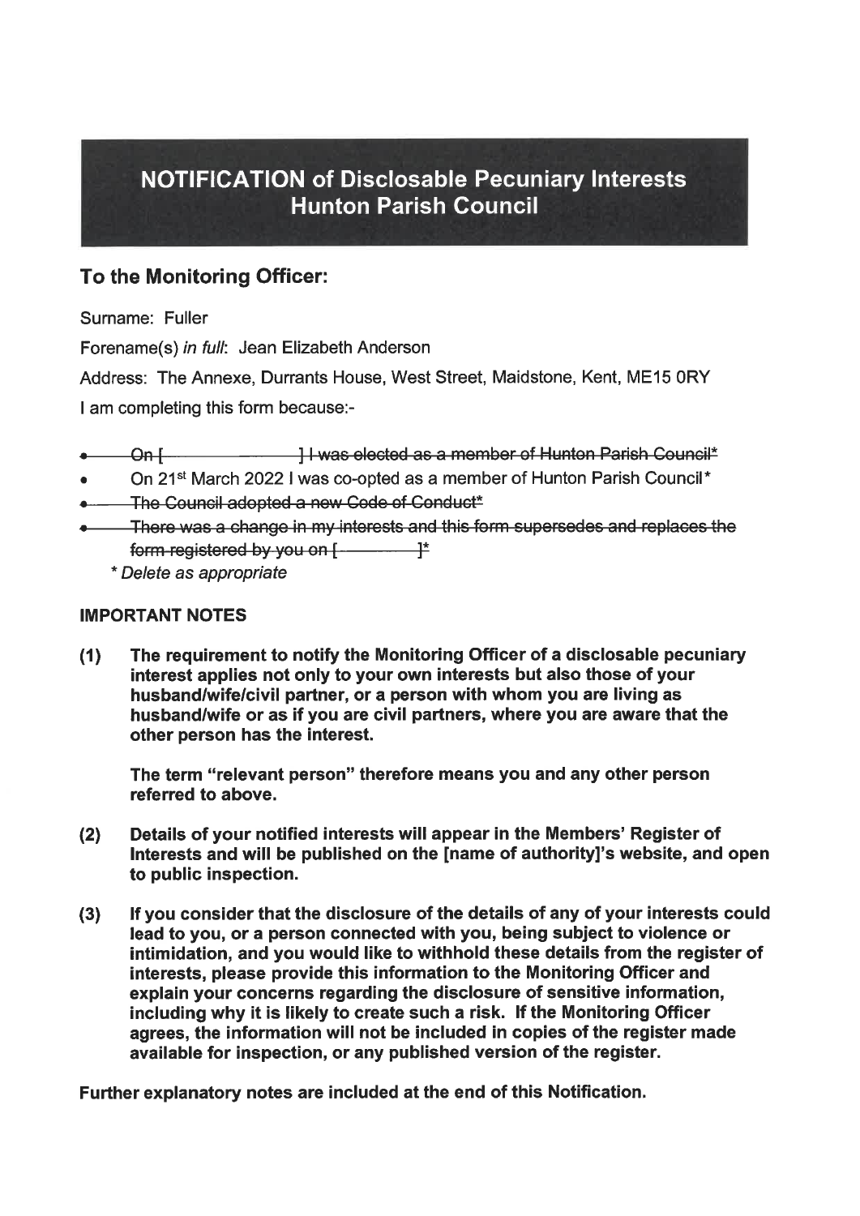# NOTIFICATION of Disclosable Pecuniary Interests Hunton Parish Council

## To the Monitoring Officer:

Surname: Fuller

Forename(s) *in full*: Jean Elizabeth Anderson

Address: The Annexe, Durrants House, West Street, Maidstone, Kent, ME15 0RY

I am completing this form because:-

- ~~On [ ] I was elected as a member of Hunton Parish Council*~~
- On 21st March 2022 I was co-opted as a member of Hunton Parish Council*
- ~~The Council adopted a new Code of Conduct*~~
- ~~There was a change in my interests and this form supersedes and replaces the form registered by you on [ ]*~~

  *\* Delete as appropriate*

**IMPORTANT NOTES**

**(1) The requirement to notify the Monitoring Officer of a disclosable pecuniary interest applies not only to your own interests but also those of your husband/wife/civil partner, or a person with whom you are living as husband/wife or as if you are civil partners, where you are aware that the other person has the interest.**

**The term "relevant person" therefore means you and any other person referred to above.**

**(2) Details of your notified interests will appear in the Members' Register of Interests and will be published on the [name of authority]'s website, and open to public inspection.**

**(3) If you consider that the disclosure of the details of any of your interests could lead to you, or a person connected with you, being subject to violence or intimidation, and you would like to withhold these details from the register of interests, please provide this information to the Monitoring Officer and explain your concerns regarding the disclosure of sensitive information, including why it is likely to create such a risk. If the Monitoring Officer agrees, the information will not be included in copies of the register made available for inspection, or any published version of the register.**

**Further explanatory notes are included at the end of this Notification.**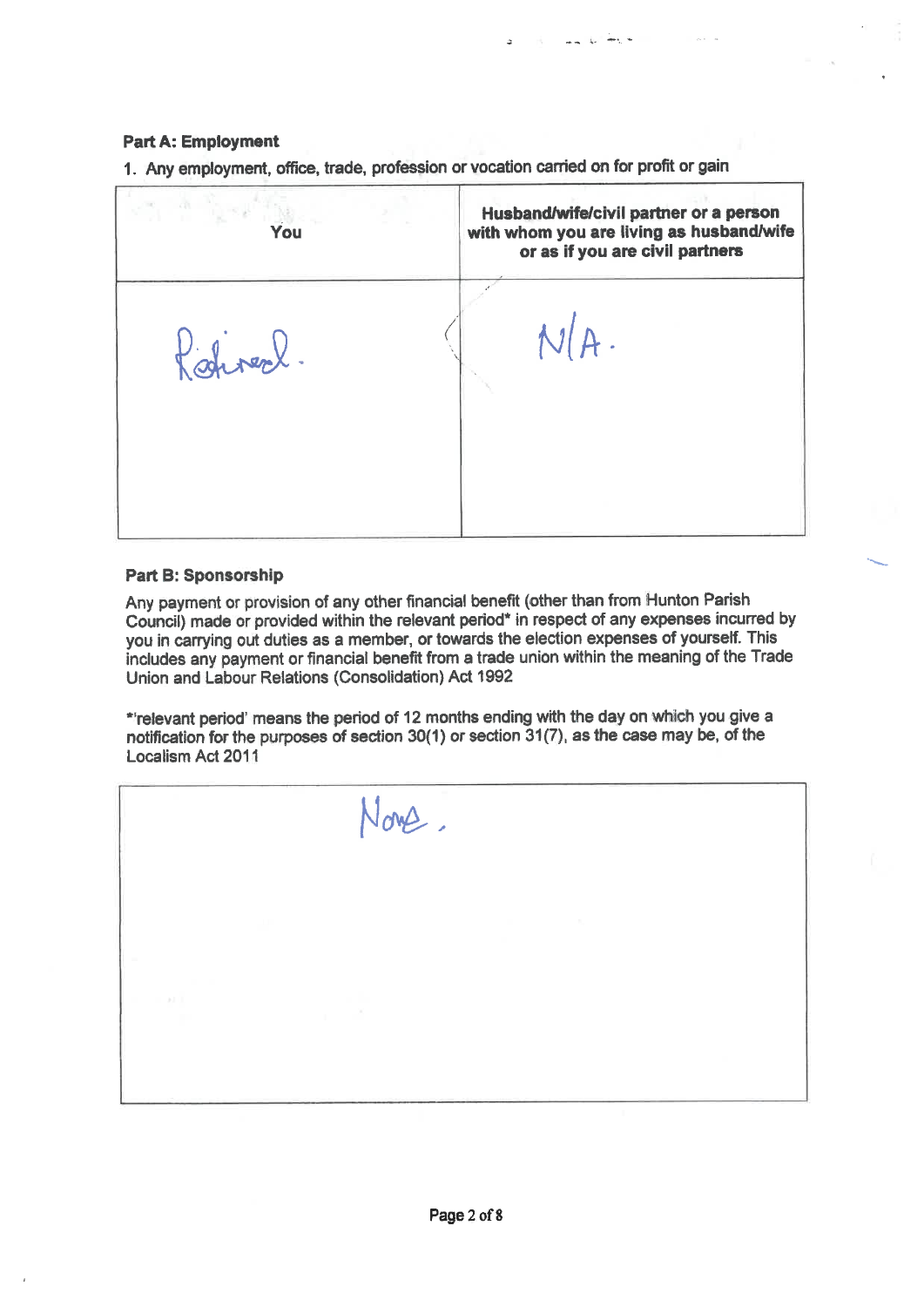**Part A: Employment**

1. Any employment, office, trade, profession or vocation carried on for profit or gain

| You | Husband/wife/civil partner or a person with whom you are living as husband/wife or as if you are civil partners |
|---|---|
| Retired. | N/A. |

**Part B: Sponsorship**

Any payment or provision of any other financial benefit (other than from Hunton Parish Council) made or provided within the relevant period* in respect of any expenses incurred by you in carrying out duties as a member, or towards the election expenses of yourself. This includes any payment or financial benefit from a trade union within the meaning of the Trade Union and Labour Relations (Consolidation) Act 1992

*'relevant period' means the period of 12 months ending with the day on which you give a notification for the purposes of section 30(1) or section 31(7), as the case may be, of the Localism Act 2011

| None. |
|---|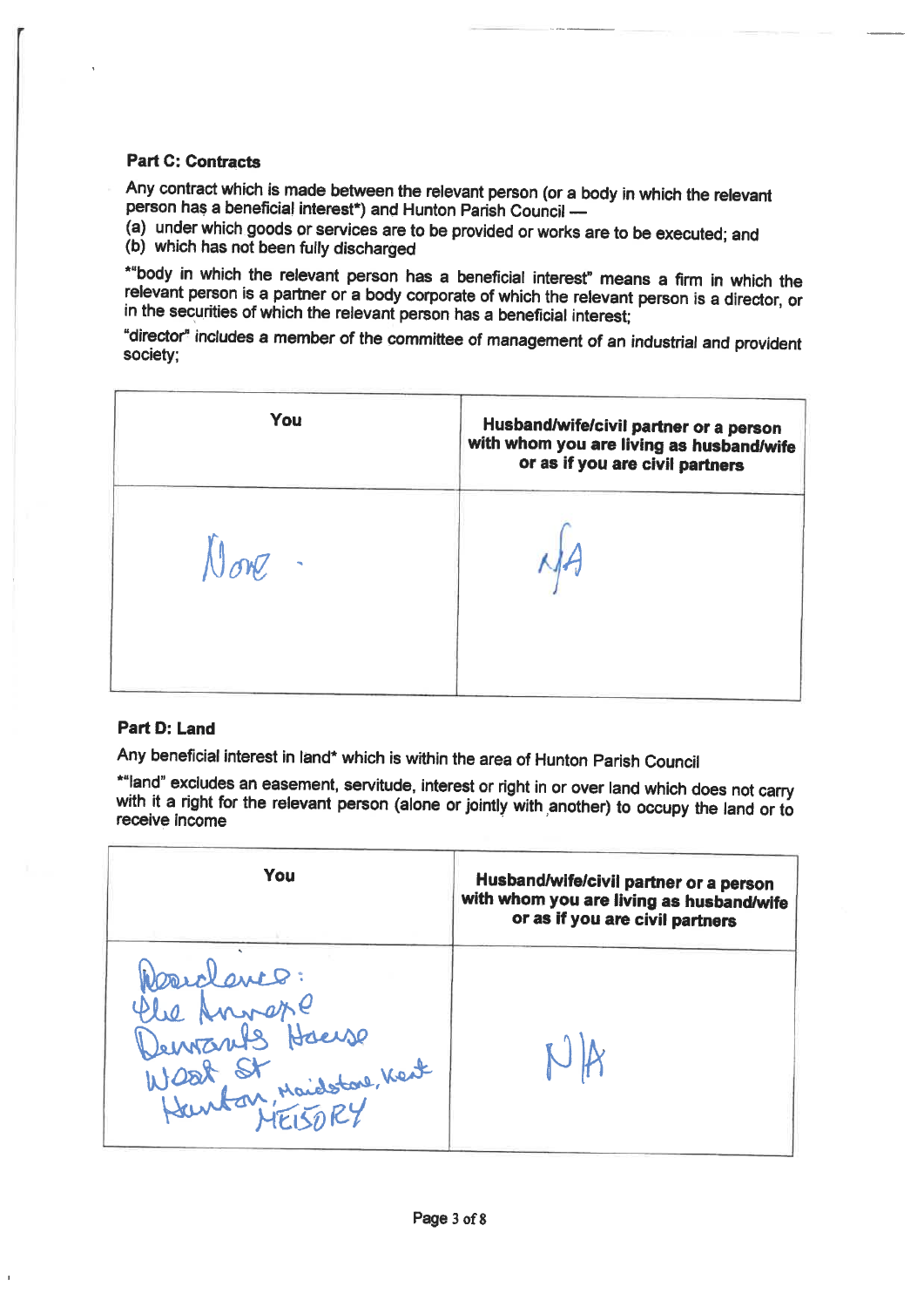**Part C: Contracts**

Any contract which is made between the relevant person (or a body in which the relevant person has a beneficial interest*) and Hunton Parish Council —

(a) under which goods or services are to be provided or works are to be executed; and
(b) which has not been fully discharged

*"body in which the relevant person has a beneficial interest" means a firm in which the relevant person is a partner or a body corporate of which the relevant person is a director, or in the securities of which the relevant person has a beneficial interest;

"director" includes a member of the committee of management of an industrial and provident society;

| You | Husband/wife/civil partner or a person with whom you are living as husband/wife or as if you are civil partners |
|---|---|
| None. | N/A |

**Part D: Land**

Any beneficial interest in land* which is within the area of Hunton Parish Council

*"land" excludes an easement, servitude, interest or right in or over land which does not carry with it a right for the relevant person (alone or jointly with another) to occupy the land or to receive income

| You | Husband/wife/civil partner or a person with whom you are living as husband/wife or as if you are civil partners |
|---|---|
| Residence: The Annexe Dennants House West St Hunton, Maidstone, Kent ME15 0RY | N/A |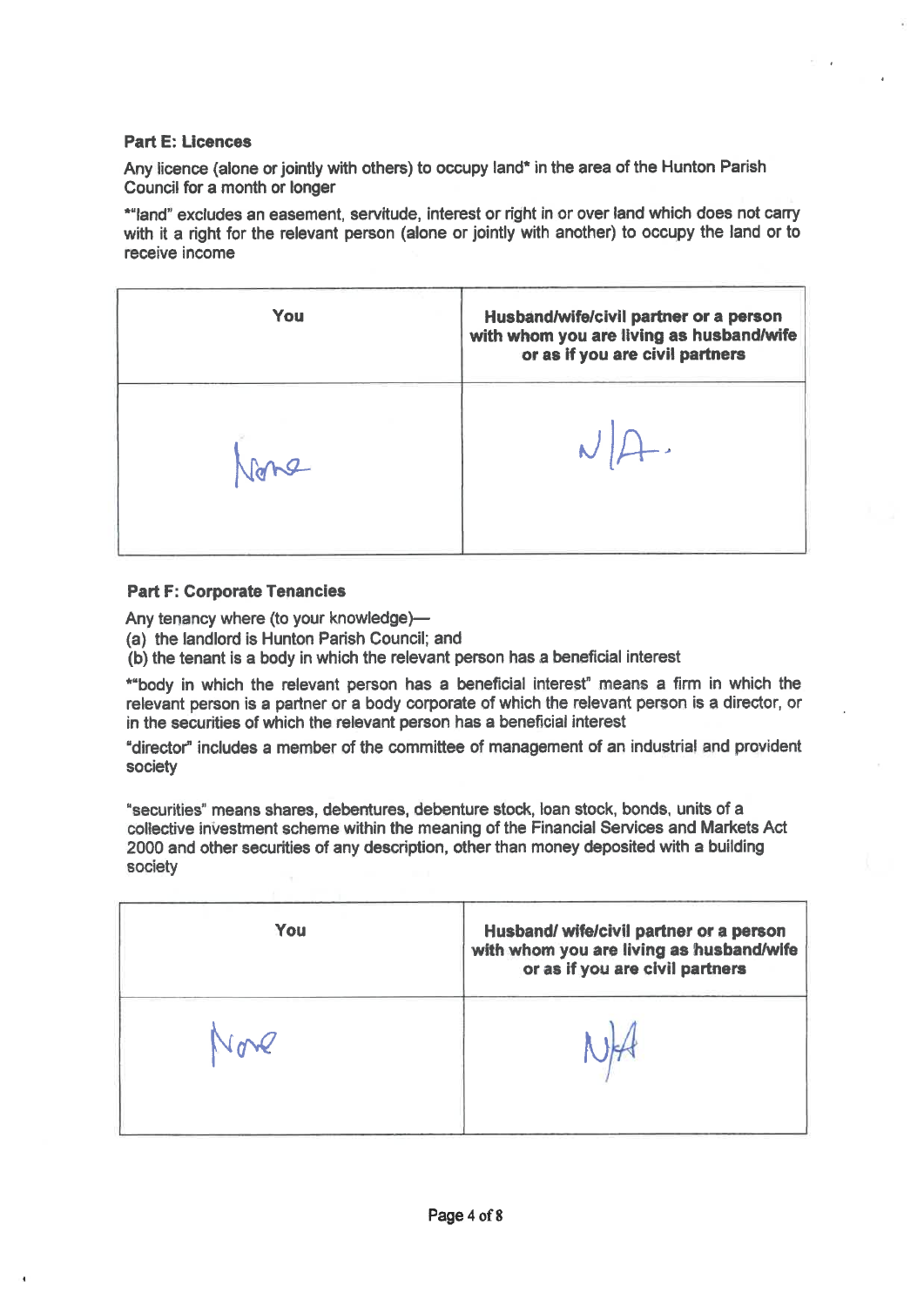### Part E: Licences

Any licence (alone or jointly with others) to occupy land* in the area of the Hunton Parish Council for a month or longer

*"land" excludes an easement, servitude, interest or right in or over land which does not carry with it a right for the relevant person (alone or jointly with another) to occupy the land or to receive income

| You | Husband/wife/civil partner or a person with whom you are living as husband/wife or as if you are civil partners |
|---|---|
| None | N/A. |

### Part F: Corporate Tenancies

Any tenancy where (to your knowledge)—

(a) the landlord is Hunton Parish Council; and

(b) the tenant is a body in which the relevant person has a beneficial interest

*"body in which the relevant person has a beneficial interest" means a firm in which the relevant person is a partner or a body corporate of which the relevant person is a director, or in the securities of which the relevant person has a beneficial interest

"director" includes a member of the committee of management of an industrial and provident society

"securities" means shares, debentures, debenture stock, loan stock, bonds, units of a collective investment scheme within the meaning of the Financial Services and Markets Act 2000 and other securities of any description, other than money deposited with a building society

| You | Husband/ wife/civil partner or a person with whom you are living as husband/wife or as if you are civil partners |
|---|---|
| None | N/A |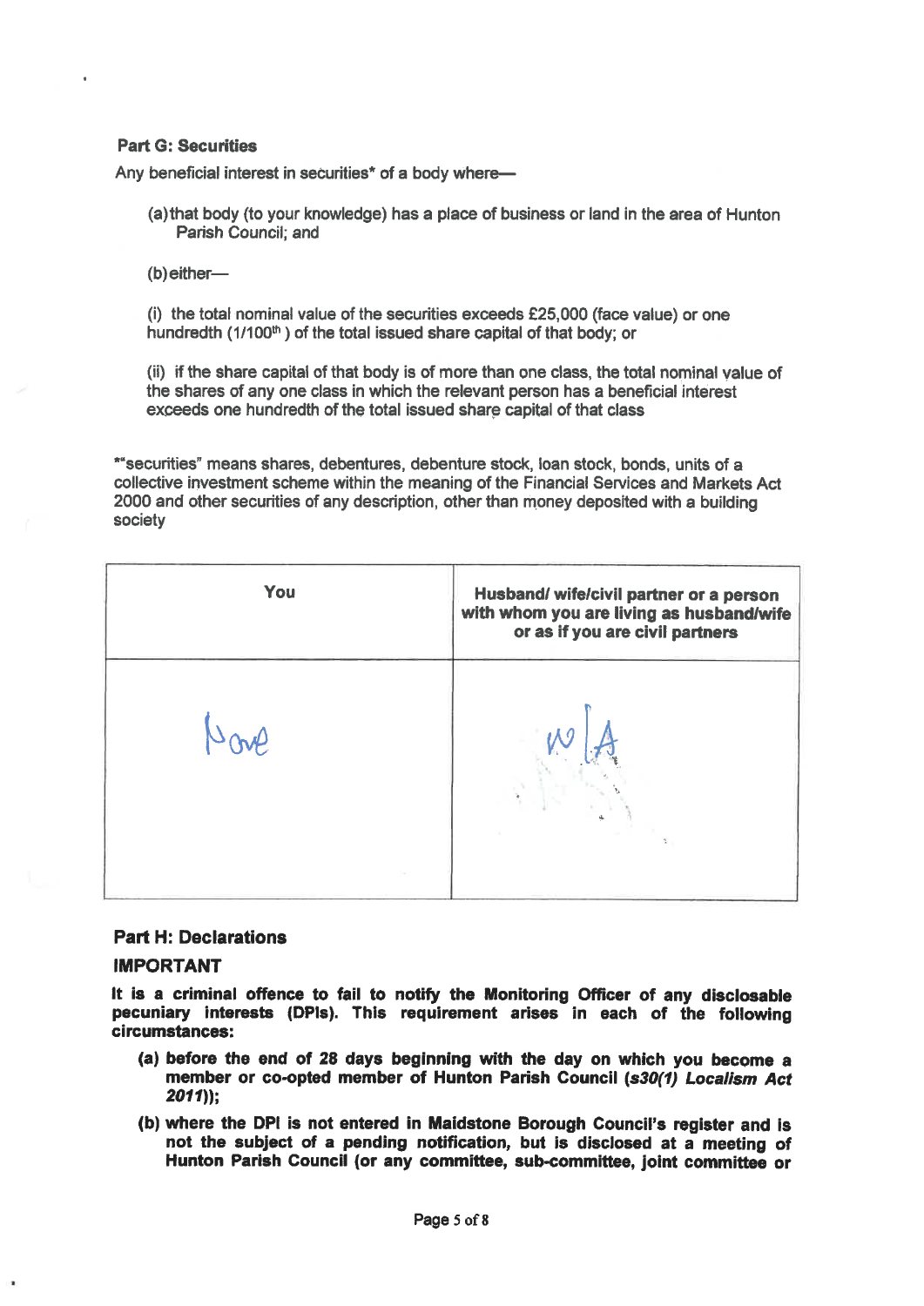**Part G: Securities**

Any beneficial interest in securities* of a body where—

(a) that body (to your knowledge) has a place of business or land in the area of Hunton Parish Council; and

(b) either—

(i) the total nominal value of the securities exceeds £25,000 (face value) or one hundredth (1/100th) of the total issued share capital of that body; or

(ii) if the share capital of that body is of more than one class, the total nominal value of the shares of any one class in which the relevant person has a beneficial interest exceeds one hundredth of the total issued share capital of that class

*"securities" means shares, debentures, debenture stock, loan stock, bonds, units of a collective investment scheme within the meaning of the Financial Services and Markets Act 2000 and other securities of any description, other than money deposited with a building society

| You | Husband/ wife/civil partner or a person with whom you are living as husband/wife or as if you are civil partners |
|---|---|
| None | N/A |

## Part H: Declarations

**IMPORTANT**

**It is a criminal offence to fail to notify the Monitoring Officer of any disclosable pecuniary interests (DPIs). This requirement arises in each of the following circumstances:**

**(a) before the end of 28 days beginning with the day on which you become a member or co-opted member of Hunton Parish Council (*s30(1) Localism Act 2011*));**

**(b) where the DPI is not entered in Maidstone Borough Council's register and is not the subject of a pending notification, but is disclosed at a meeting of Hunton Parish Council (or any committee, sub-committee, joint committee or**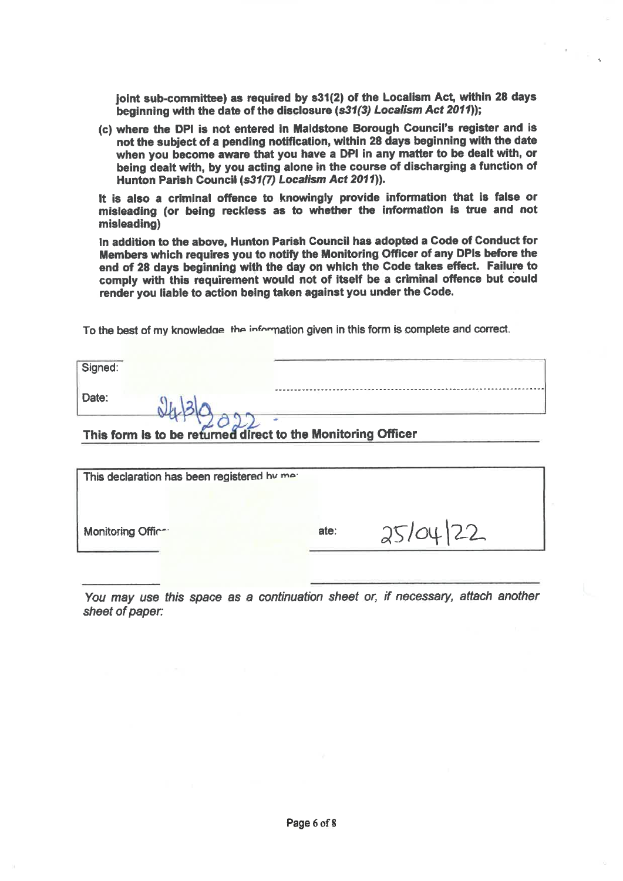**joint sub-committee) as required by s31(2) of the Localism Act, within 28 days beginning with the date of the disclosure (*s31(3) Localism Act 2011*));**

**(c) where the DPI is not entered in Maidstone Borough Council's register and is not the subject of a pending notification, within 28 days beginning with the date when you become aware that you have a DPI in any matter to be dealt with, or being dealt with, by you acting alone in the course of discharging a function of Hunton Parish Council (*s31(7) Localism Act 2011*)).**

**It is also a criminal offence to knowingly provide information that is false or misleading (or being reckless as to whether the information is true and not misleading)**

**In addition to the above, Hunton Parish Council has adopted a Code of Conduct for Members which requires you to notify the Monitoring Officer of any DPIs before the end of 28 days beginning with the day on which the Code takes effect. Failure to comply with this requirement would not of itself be a criminal offence but could render you liable to action being taken against you under the Code.**

To the best of my knowledge the information given in this form is complete and correct.

| | |
|---|---|
| Signed: | |
| Date: | 24/3/2022 |

**This form is to be returned direct to the Monitoring Officer**

| | | | |
|---|---|---|---|
| This declaration has been registered by me: | | | |
| Monitoring Officer: | | Date: | 25/04/22 |

*You may use this space as a continuation sheet or, if necessary, attach another sheet of paper:*